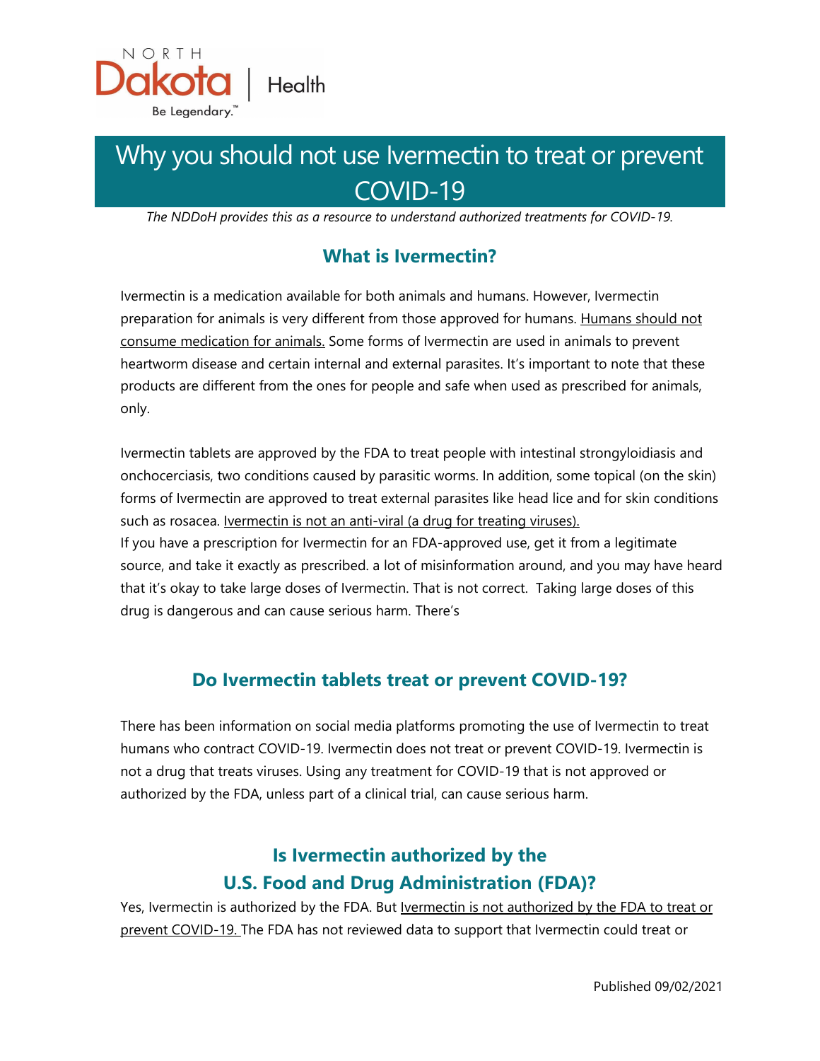NORTH Dakota | Health

Be Legendary.™

# Why you should not use Ivermectin to treat or prevent COVID-19

*The NDDoH provides this as a resource to understand authorized treatments for COVID-19.*

## What is Ivermectin?

Ivermectin is a medication available for both animals and humans. However, Ivermectin preparation for animals is very different from those approved for humans. Humans should not consume medication for animals. Some forms of Ivermectin are used in animals to prevent heartworm disease and certain internal and external parasites. It's important to note that these products are different from the ones for people and safe when used as prescribed for animals, only.

Ivermectin tablets are approved by the FDA to treat people with intestinal strongyloidiasis and onchocerciasis, two conditions caused by parasitic worms. In addition, some topical (on the skin) forms of Ivermectin are approved to treat external parasites like head lice and for skin conditions such as rosacea. Ivermectin is not an anti-viral (a drug for treating viruses).
If you have a prescription for Ivermectin for an FDA-approved use, get it from a legitimate source, and take it exactly as prescribed. a lot of misinformation around, and you may have heard that it's okay to take large doses of Ivermectin. That is not correct. Taking large doses of this drug is dangerous and can cause serious harm. There's

## Do Ivermectin tablets treat or prevent COVID-19?

There has been information on social media platforms promoting the use of Ivermectin to treat humans who contract COVID-19. Ivermectin does not treat or prevent COVID-19. Ivermectin is not a drug that treats viruses. Using any treatment for COVID-19 that is not approved or authorized by the FDA, unless part of a clinical trial, can cause serious harm.

## Is Ivermectin authorized by the U.S. Food and Drug Administration (FDA)?

Yes, Ivermectin is authorized by the FDA. But Ivermectin is not authorized by the FDA to treat or prevent COVID-19. The FDA has not reviewed data to support that Ivermectin could treat or

Published 09/02/2021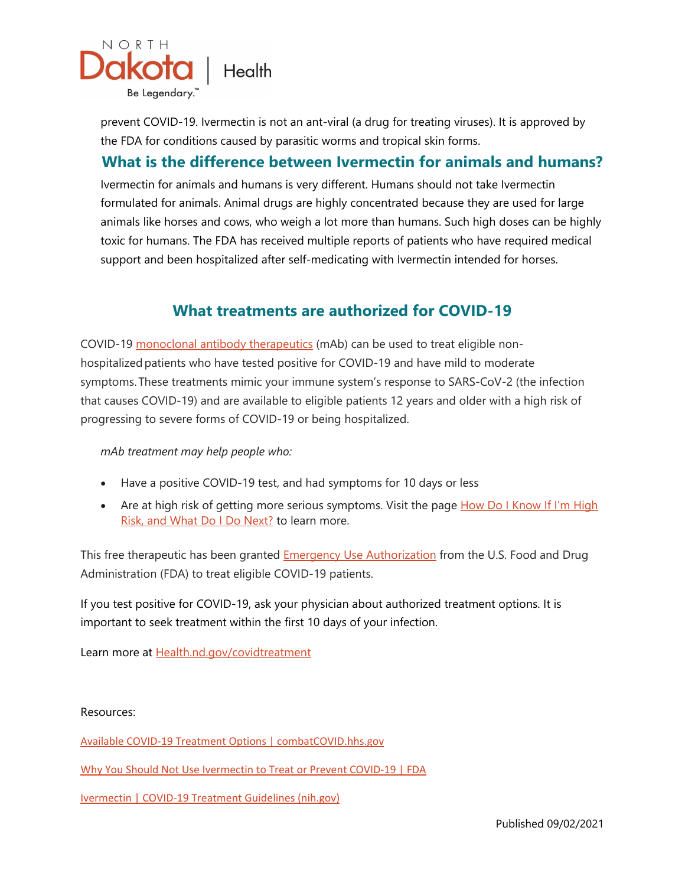prevent COVID-19. Ivermectin is not an ant-viral (a drug for treating viruses). It is approved by the FDA for conditions caused by parasitic worms and tropical skin forms.

## What is the difference between Ivermectin for animals and humans?

Ivermectin for animals and humans is very different. Humans should not take Ivermectin formulated for animals. Animal drugs are highly concentrated because they are used for large animals like horses and cows, who weigh a lot more than humans. Such high doses can be highly toxic for humans. The FDA has received multiple reports of patients who have required medical support and been hospitalized after self-medicating with Ivermectin intended for horses.

## What treatments are authorized for COVID-19

COVID-19 monoclonal antibody therapeutics (mAb) can be used to treat eligible non-hospitalized patients who have tested positive for COVID-19 and have mild to moderate symptoms. These treatments mimic your immune system's response to SARS-CoV-2 (the infection that causes COVID-19) and are available to eligible patients 12 years and older with a high risk of progressing to severe forms of COVID-19 or being hospitalized.

*mAb treatment may help people who:*

- Have a positive COVID-19 test, and had symptoms for 10 days or less
- Are at high risk of getting more serious symptoms. Visit the page How Do I Know If I'm High Risk, and What Do I Do Next? to learn more.

This free therapeutic has been granted Emergency Use Authorization from the U.S. Food and Drug Administration (FDA) to treat eligible COVID-19 patients.

If you test positive for COVID-19, ask your physician about authorized treatment options. It is important to seek treatment within the first 10 days of your infection.

Learn more at Health.nd.gov/covidtreatment

Resources:

Available COVID-19 Treatment Options | combatCOVID.hhs.gov

Why You Should Not Use Ivermectin to Treat or Prevent COVID-19 | FDA

Ivermectin | COVID-19 Treatment Guidelines (nih.gov)

Published 09/02/2021